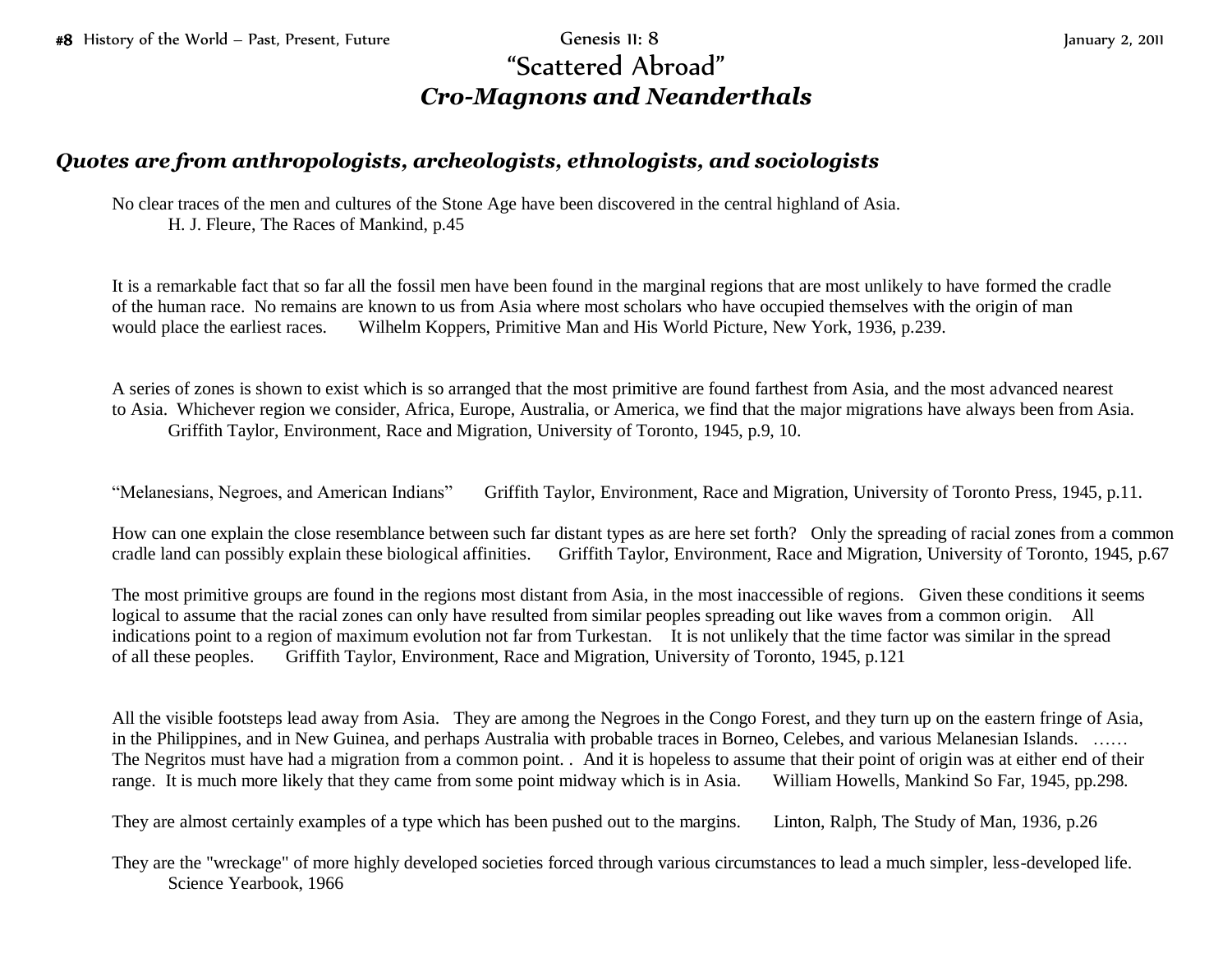#8 History of the World – Past, Present, Future Genesis 11: 8 January 2, 2011

# "Scattered Abroad"

## *Cro-Magnons and Neanderthals*

### *Quotes are from anthropologists, archeologists, ethnologists, and sociologists*

No clear traces of the men and cultures of the Stone Age have been discovered in the central highland of Asia.
H. J. Fleure, The Races of Mankind, p.45

It is a remarkable fact that so far all the fossil men have been found in the marginal regions that are most unlikely to have formed the cradle of the human race. No remains are known to us from Asia where most scholars who have occupied themselves with the origin of man would place the earliest races. Wilhelm Koppers, Primitive Man and His World Picture, New York, 1936, p.239.

A series of zones is shown to exist which is so arranged that the most primitive are found farthest from Asia, and the most advanced nearest to Asia. Whichever region we consider, Africa, Europe, Australia, or America, we find that the major migrations have always been from Asia.
Griffith Taylor, Environment, Race and Migration, University of Toronto, 1945, p.9, 10.

"Melanesians, Negroes, and American Indians" Griffith Taylor, Environment, Race and Migration, University of Toronto Press, 1945, p.11.

How can one explain the close resemblance between such far distant types as are here set forth? Only the spreading of racial zones from a common cradle land can possibly explain these biological affinities. Griffith Taylor, Environment, Race and Migration, University of Toronto, 1945, p.67

The most primitive groups are found in the regions most distant from Asia, in the most inaccessible of regions. Given these conditions it seems logical to assume that the racial zones can only have resulted from similar peoples spreading out like waves from a common origin. All indications point to a region of maximum evolution not far from Turkestan. It is not unlikely that the time factor was similar in the spread of all these peoples. Griffith Taylor, Environment, Race and Migration, University of Toronto, 1945, p.121

All the visible footsteps lead away from Asia. They are among the Negroes in the Congo Forest, and they turn up on the eastern fringe of Asia, in the Philippines, and in New Guinea, and perhaps Australia with probable traces in Borneo, Celebes, and various Melanesian Islands. …… The Negritos must have had a migration from a common point. . And it is hopeless to assume that their point of origin was at either end of their range. It is much more likely that they came from some point midway which is in Asia. William Howells, Mankind So Far, 1945, pp.298.

They are almost certainly examples of a type which has been pushed out to the margins. Linton, Ralph, The Study of Man, 1936, p.26

They are the "wreckage" of more highly developed societies forced through various circumstances to lead a much simpler, less-developed life.
Science Yearbook, 1966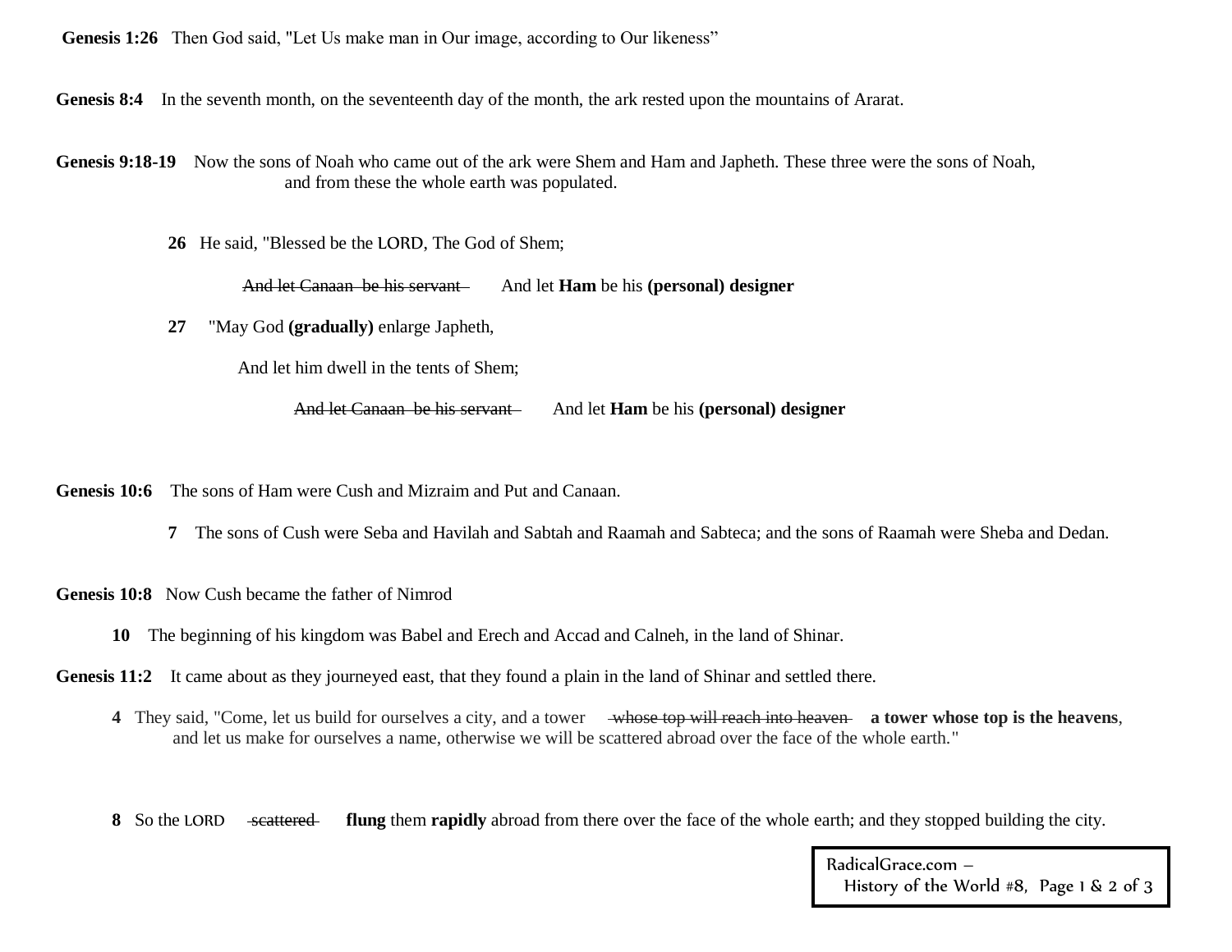**Genesis 1:26** Then God said, "Let Us make man in Our image, according to Our likeness"

**Genesis 8:4** In the seventh month, on the seventeenth day of the month, the ark rested upon the mountains of Ararat.

**Genesis 9:18-19** Now the sons of Noah who came out of the ark were Shem and Ham and Japheth. These three were the sons of Noah, and from these the whole earth was populated.

> **26** He said, "Blessed be the LORD, The God of Shem;
>
> ~~And let Canaan be his servant~~ And let **Ham** be his **(personal) designer**
>
> **27** "May God **(gradually)** enlarge Japheth,
>
> And let him dwell in the tents of Shem;
>
> ~~And let Canaan be his servant~~ And let **Ham** be his **(personal) designer**

**Genesis 10:6** The sons of Ham were Cush and Mizraim and Put and Canaan.

> **7** The sons of Cush were Seba and Havilah and Sabtah and Raamah and Sabteca; and the sons of Raamah were Sheba and Dedan.

**Genesis 10:8** Now Cush became the father of Nimrod

> **10** The beginning of his kingdom was Babel and Erech and Accad and Calneh, in the land of Shinar.

**Genesis 11:2** It came about as they journeyed east, that they found a plain in the land of Shinar and settled there.

> **4** They said, "Come, let us build for ourselves a city, and a tower ~~whose top will reach into heaven~~ **a tower whose top is the heavens**, and let us make for ourselves a name, otherwise we will be scattered abroad over the face of the whole earth."

> **8** So the LORD ~~scattered~~ **flung** them **rapidly** abroad from there over the face of the whole earth; and they stopped building the city.

RadicalGrace.com – History of the World #8, Page 1 & 2 of 3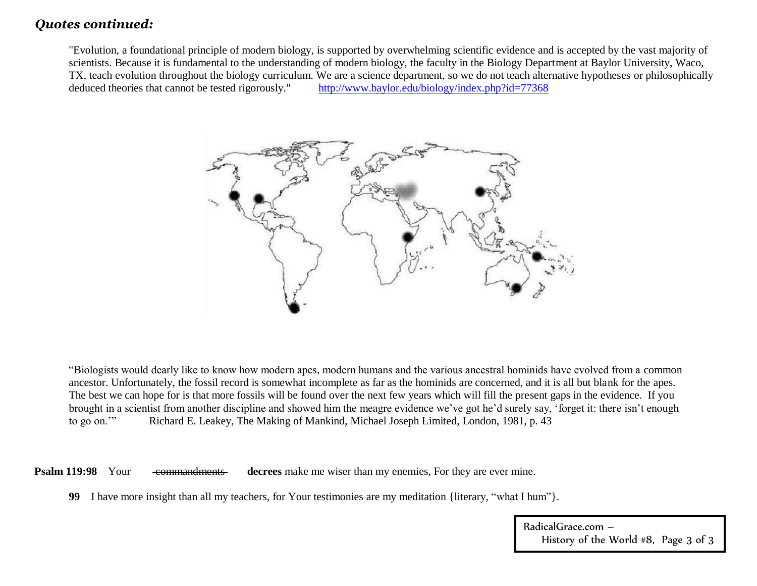### *Quotes continued:*

"Evolution, a foundational principle of modern biology, is supported by overwhelming scientific evidence and is accepted by the vast majority of scientists. Because it is fundamental to the understanding of modern biology, the faculty in the Biology Department at Baylor University, Waco, TX, teach evolution throughout the biology curriculum. We are a science department, so we do not teach alternative hypotheses or philosophically deduced theories that cannot be tested rigorously." http://www.baylor.edu/biology/index.php?id=77368

"Biologists would dearly like to know how modern apes, modern humans and the various ancestral hominids have evolved from a common ancestor. Unfortunately, the fossil record is somewhat incomplete as far as the hominids are concerned, and it is all but blank for the apes. The best we can hope for is that more fossils will be found over the next few years which will fill the present gaps in the evidence. If you brought in a scientist from another discipline and showed him the meagre evidence we've got he'd surely say, 'forget it: there isn't enough to go on.'" Richard E. Leakey, The Making of Mankind, Michael Joseph Limited, London, 1981, p. 43

**Psalm 119:98** Your ~~commandments~~ **decrees** make me wiser than my enemies, For they are ever mine.

**99** I have more insight than all my teachers, for Your testimonies are my meditation {literary, "what I hum"}.